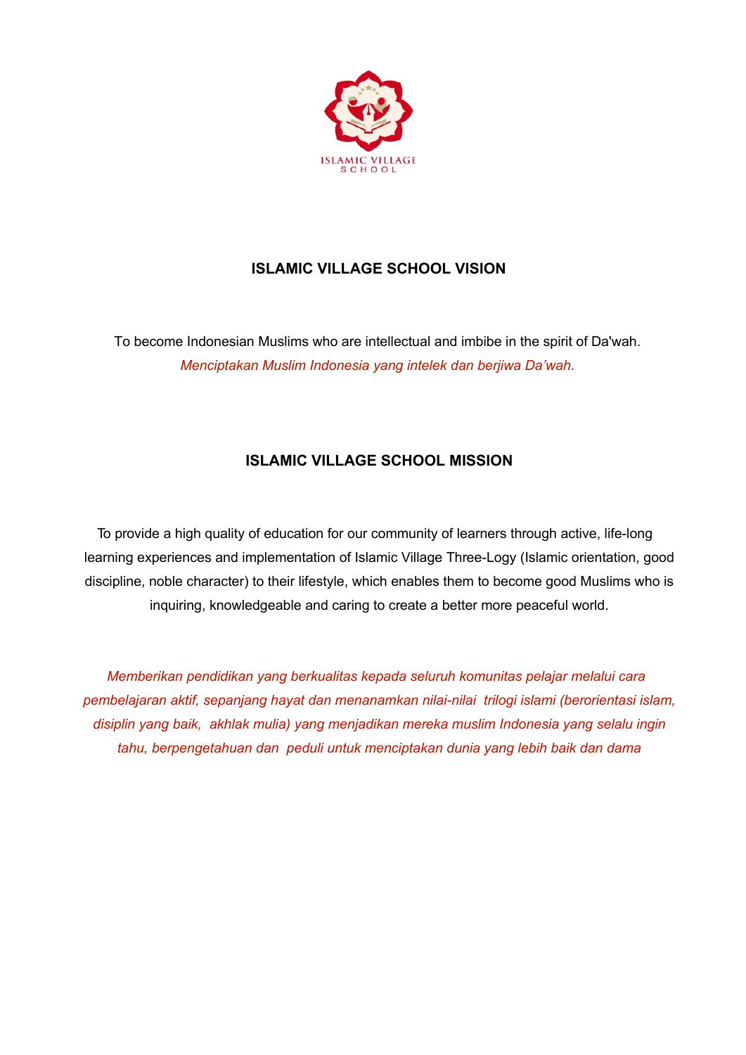ISLAMIC VILLAGE
SCHOOL

## ISLAMIC VILLAGE SCHOOL VISION

To become Indonesian Muslims who are intellectual and imbibe in the spirit of Da'wah.

*Menciptakan Muslim Indonesia yang intelek dan berjiwa Da'wah.*

## ISLAMIC VILLAGE SCHOOL MISSION

To provide a high quality of education for our community of learners through active, life-long learning experiences and implementation of Islamic Village Three-Logy (Islamic orientation, good discipline, noble character) to their lifestyle, which enables them to become good Muslims who is inquiring, knowledgeable and caring to create a better more peaceful world.

*Memberikan pendidikan yang berkualitas kepada seluruh komunitas pelajar melalui cara pembelajaran aktif, sepanjang hayat dan menanamkan nilai-nilai trilogi islami (berorientasi islam, disiplin yang baik, akhlak mulia) yang menjadikan mereka muslim Indonesia yang selalu ingin tahu, berpengetahuan dan peduli untuk menciptakan dunia yang lebih baik dan dama*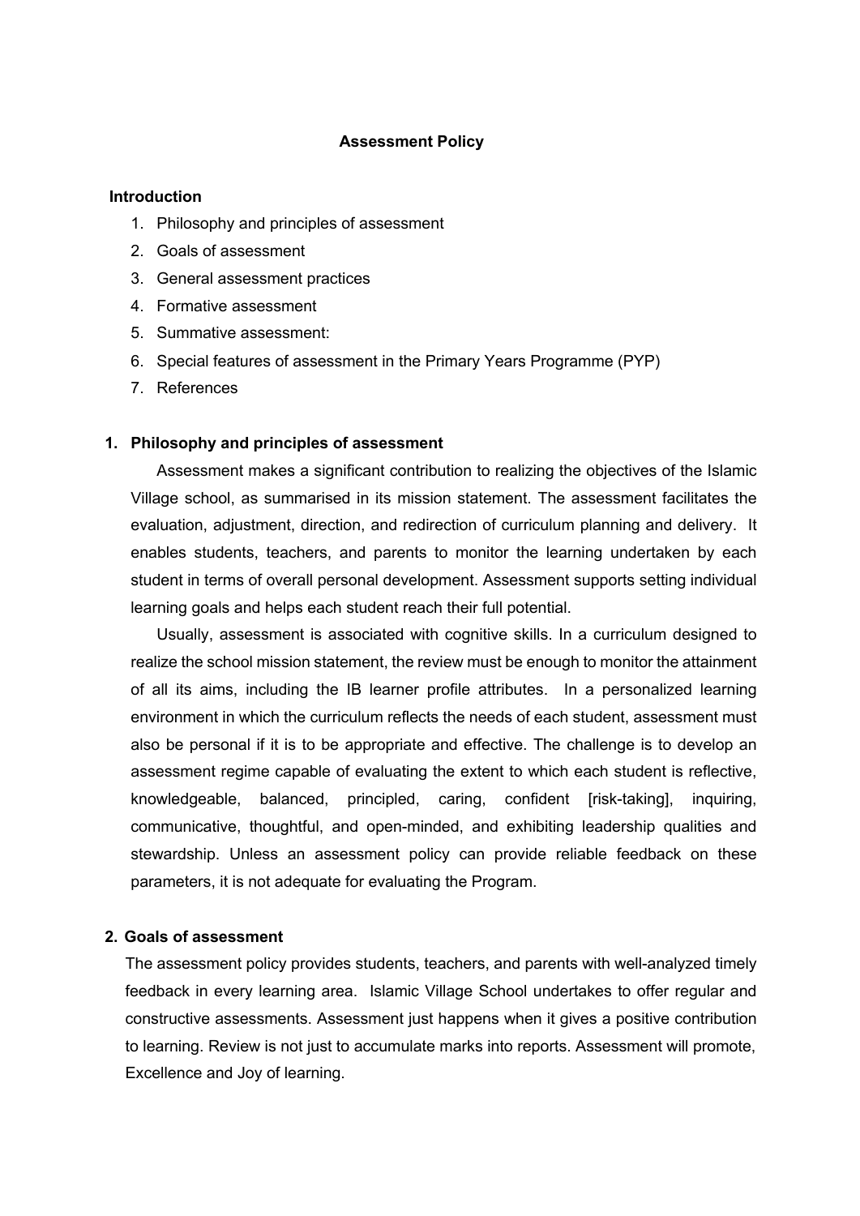# Assessment Policy

## Introduction

1. Philosophy and principles of assessment
2. Goals of assessment
3. General assessment practices
4. Formative assessment
5. Summative assessment:
6. Special features of assessment in the Primary Years Programme (PYP)
7. References

## 1. Philosophy and principles of assessment

Assessment makes a significant contribution to realizing the objectives of the Islamic Village school, as summarised in its mission statement. The assessment facilitates the evaluation, adjustment, direction, and redirection of curriculum planning and delivery. It enables students, teachers, and parents to monitor the learning undertaken by each student in terms of overall personal development. Assessment supports setting individual learning goals and helps each student reach their full potential.

Usually, assessment is associated with cognitive skills. In a curriculum designed to realize the school mission statement, the review must be enough to monitor the attainment of all its aims, including the IB learner profile attributes. In a personalized learning environment in which the curriculum reflects the needs of each student, assessment must also be personal if it is to be appropriate and effective. The challenge is to develop an assessment regime capable of evaluating the extent to which each student is reflective, knowledgeable, balanced, principled, caring, confident [risk-taking], inquiring, communicative, thoughtful, and open-minded, and exhibiting leadership qualities and stewardship. Unless an assessment policy can provide reliable feedback on these parameters, it is not adequate for evaluating the Program.

## 2. Goals of assessment

The assessment policy provides students, teachers, and parents with well-analyzed timely feedback in every learning area. Islamic Village School undertakes to offer regular and constructive assessments. Assessment just happens when it gives a positive contribution to learning. Review is not just to accumulate marks into reports. Assessment will promote, Excellence and Joy of learning.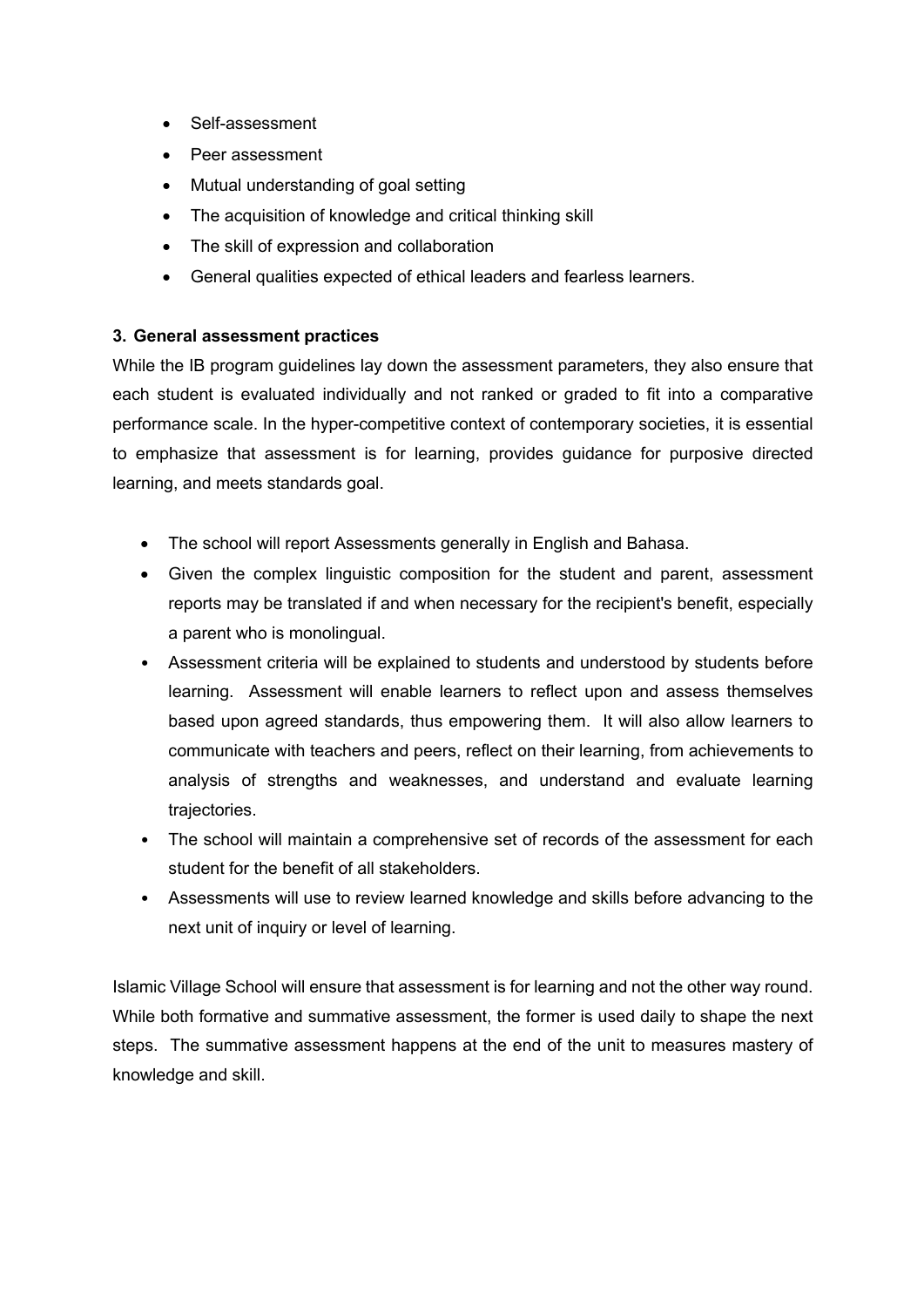- Self-assessment
- Peer assessment
- Mutual understanding of goal setting
- The acquisition of knowledge and critical thinking skill
- The skill of expression and collaboration
- General qualities expected of ethical leaders and fearless learners.

### 3. General assessment practices

While the IB program guidelines lay down the assessment parameters, they also ensure that each student is evaluated individually and not ranked or graded to fit into a comparative performance scale. In the hyper-competitive context of contemporary societies, it is essential to emphasize that assessment is for learning, provides guidance for purposive directed learning, and meets standards goal.

- The school will report Assessments generally in English and Bahasa.
- Given the complex linguistic composition for the student and parent, assessment reports may be translated if and when necessary for the recipient's benefit, especially a parent who is monolingual.
- Assessment criteria will be explained to students and understood by students before learning. Assessment will enable learners to reflect upon and assess themselves based upon agreed standards, thus empowering them. It will also allow learners to communicate with teachers and peers, reflect on their learning, from achievements to analysis of strengths and weaknesses, and understand and evaluate learning trajectories.
- The school will maintain a comprehensive set of records of the assessment for each student for the benefit of all stakeholders.
- Assessments will use to review learned knowledge and skills before advancing to the next unit of inquiry or level of learning.

Islamic Village School will ensure that assessment is for learning and not the other way round. While both formative and summative assessment, the former is used daily to shape the next steps. The summative assessment happens at the end of the unit to measures mastery of knowledge and skill.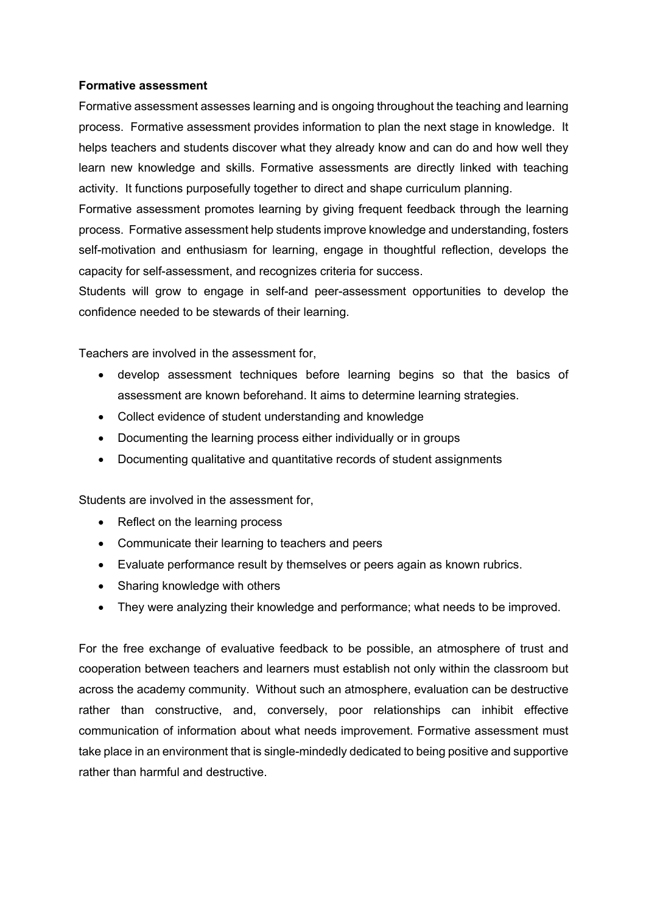**Formative assessment**

Formative assessment assesses learning and is ongoing throughout the teaching and learning process. Formative assessment provides information to plan the next stage in knowledge. It helps teachers and students discover what they already know and can do and how well they learn new knowledge and skills. Formative assessments are directly linked with teaching activity. It functions purposefully together to direct and shape curriculum planning.

Formative assessment promotes learning by giving frequent feedback through the learning process. Formative assessment help students improve knowledge and understanding, fosters self-motivation and enthusiasm for learning, engage in thoughtful reflection, develops the capacity for self-assessment, and recognizes criteria for success.

Students will grow to engage in self-and peer-assessment opportunities to develop the confidence needed to be stewards of their learning.

Teachers are involved in the assessment for,

- develop assessment techniques before learning begins so that the basics of assessment are known beforehand. It aims to determine learning strategies.
- Collect evidence of student understanding and knowledge
- Documenting the learning process either individually or in groups
- Documenting qualitative and quantitative records of student assignments

Students are involved in the assessment for,

- Reflect on the learning process
- Communicate their learning to teachers and peers
- Evaluate performance result by themselves or peers again as known rubrics.
- Sharing knowledge with others
- They were analyzing their knowledge and performance; what needs to be improved.

For the free exchange of evaluative feedback to be possible, an atmosphere of trust and cooperation between teachers and learners must establish not only within the classroom but across the academy community. Without such an atmosphere, evaluation can be destructive rather than constructive, and, conversely, poor relationships can inhibit effective communication of information about what needs improvement. Formative assessment must take place in an environment that is single-mindedly dedicated to being positive and supportive rather than harmful and destructive.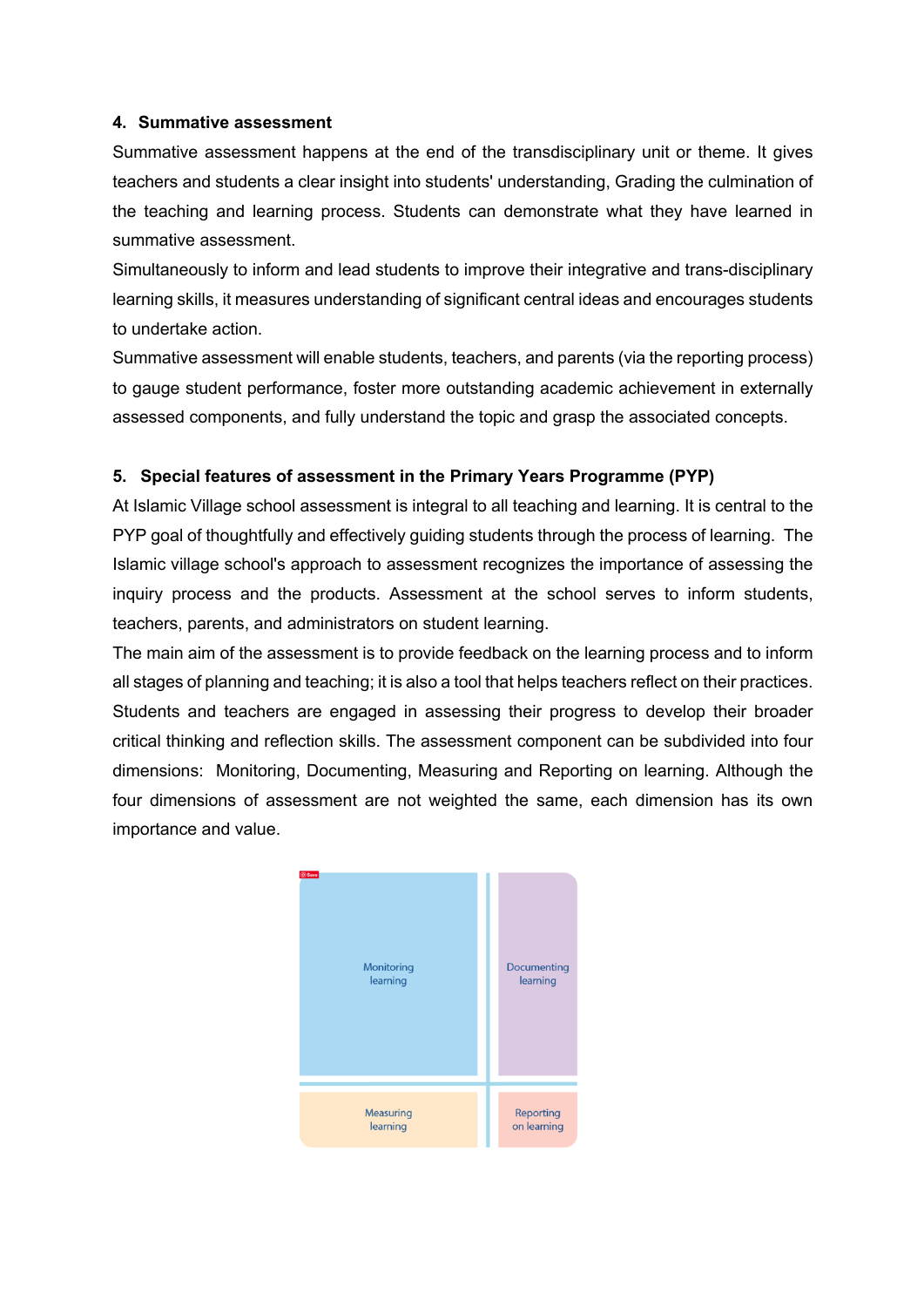## 4. Summative assessment

Summative assessment happens at the end of the transdisciplinary unit or theme. It gives teachers and students a clear insight into students' understanding, Grading the culmination of the teaching and learning process. Students can demonstrate what they have learned in summative assessment.

Simultaneously to inform and lead students to improve their integrative and trans-disciplinary learning skills, it measures understanding of significant central ideas and encourages students to undertake action.

Summative assessment will enable students, teachers, and parents (via the reporting process) to gauge student performance, foster more outstanding academic achievement in externally assessed components, and fully understand the topic and grasp the associated concepts.

## 5. Special features of assessment in the Primary Years Programme (PYP)

At Islamic Village school assessment is integral to all teaching and learning. It is central to the PYP goal of thoughtfully and effectively guiding students through the process of learning. The Islamic village school's approach to assessment recognizes the importance of assessing the inquiry process and the products. Assessment at the school serves to inform students, teachers, parents, and administrators on student learning.

The main aim of the assessment is to provide feedback on the learning process and to inform all stages of planning and teaching; it is also a tool that helps teachers reflect on their practices. Students and teachers are engaged in assessing their progress to develop their broader critical thinking and reflection skills. The assessment component can be subdivided into four dimensions: Monitoring, Documenting, Measuring and Reporting on learning. Although the four dimensions of assessment are not weighted the same, each dimension has its own importance and value.

| Monitoring learning | Documenting learning |
|---|---|
| Measuring learning | Reporting on learning |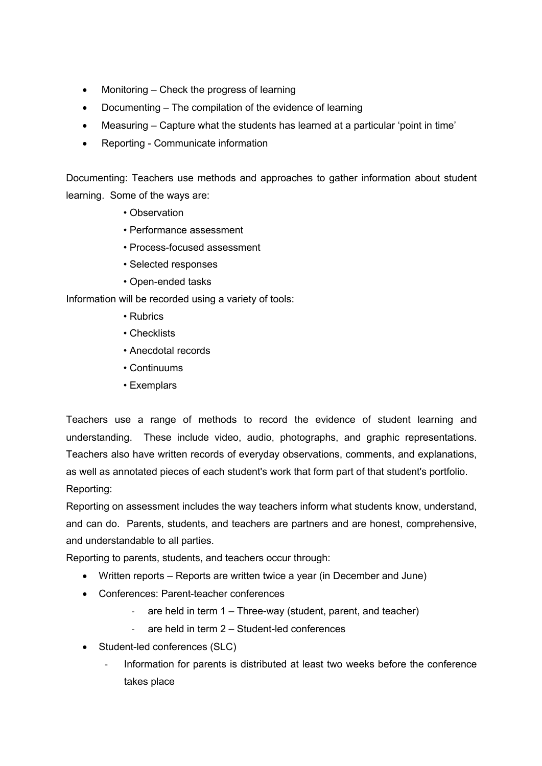- Monitoring – Check the progress of learning
- Documenting – The compilation of the evidence of learning
- Measuring – Capture what the students has learned at a particular 'point in time'
- Reporting - Communicate information

Documenting: Teachers use methods and approaches to gather information about student learning. Some of the ways are:

- Observation
- Performance assessment
- Process-focused assessment
- Selected responses
- Open-ended tasks

Information will be recorded using a variety of tools:

- Rubrics
- Checklists
- Anecdotal records
- Continuums
- Exemplars

Teachers use a range of methods to record the evidence of student learning and understanding. These include video, audio, photographs, and graphic representations. Teachers also have written records of everyday observations, comments, and explanations, as well as annotated pieces of each student's work that form part of that student's portfolio.

Reporting:

Reporting on assessment includes the way teachers inform what students know, understand, and can do. Parents, students, and teachers are partners and are honest, comprehensive, and understandable to all parties.

Reporting to parents, students, and teachers occur through:

- Written reports – Reports are written twice a year (in December and June)
- Conferences: Parent-teacher conferences
  - are held in term 1 – Three-way (student, parent, and teacher)
  - are held in term 2 – Student-led conferences
- Student-led conferences (SLC)
  - Information for parents is distributed at least two weeks before the conference takes place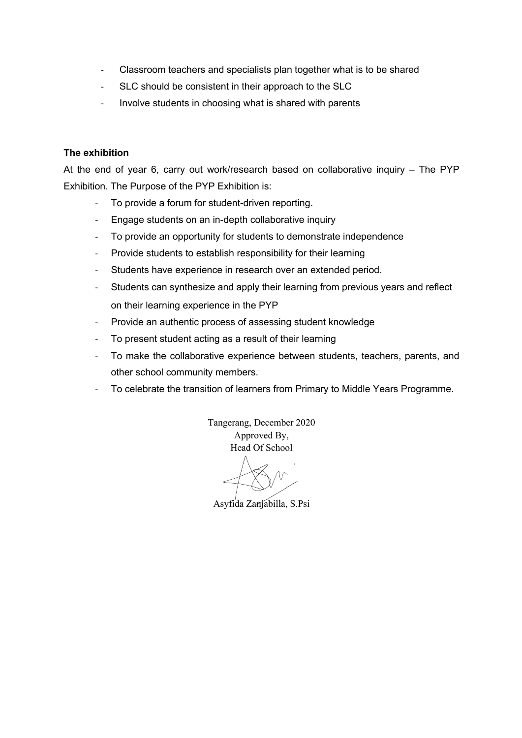- Classroom teachers and specialists plan together what is to be shared
- SLC should be consistent in their approach to the SLC
- Involve students in choosing what is shared with parents

**The exhibition**

At the end of year 6, carry out work/research based on collaborative inquiry – The PYP Exhibition. The Purpose of the PYP Exhibition is:

- To provide a forum for student-driven reporting.
- Engage students on an in-depth collaborative inquiry
- To provide an opportunity for students to demonstrate independence
- Provide students to establish responsibility for their learning
- Students have experience in research over an extended period.
- Students can synthesize and apply their learning from previous years and reflect on their learning experience in the PYP
- Provide an authentic process of assessing student knowledge
- To present student acting as a result of their learning
- To make the collaborative experience between students, teachers, parents, and other school community members.
- To celebrate the transition of learners from Primary to Middle Years Programme.

Tangerang, December 2020
Approved By,
Head Of School

Asyfida Zanjabilla, S.Psi